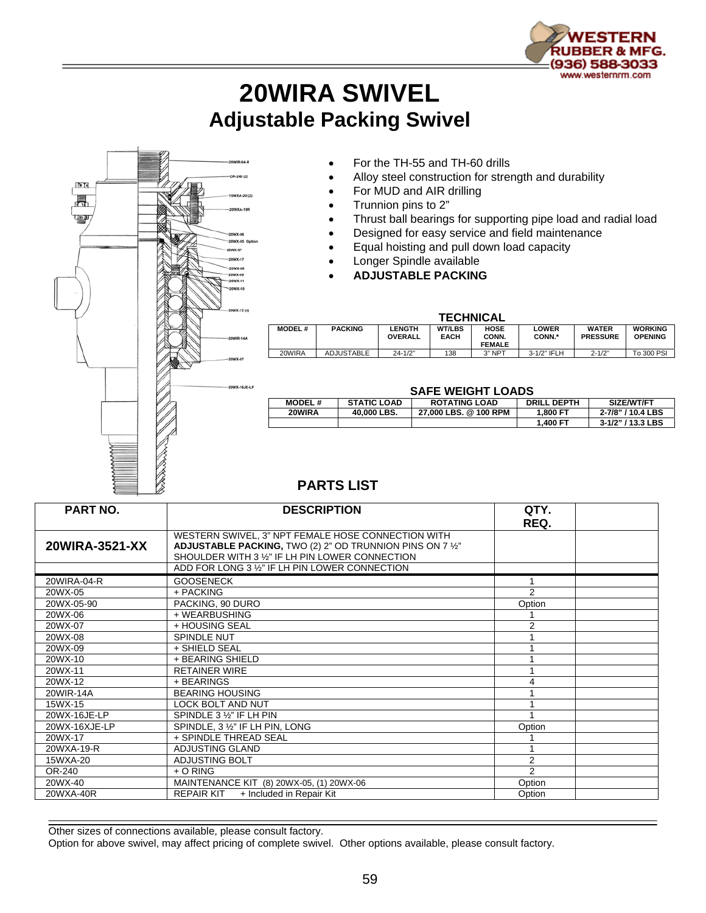# 20WIRA SWIVEL

## Adjustable Packing Swivel

- For the TH-55 and TH-60 drills
- Alloy steel construction for strength and durability
- For MUD and AIR drilling
- Trunnion pins to 2"
- Thrust ball bearings for supporting pipe load and radial load
- Designed for easy service and field maintenance
- Equal hoisting and pull down load capacity
- Longer Spindle available
- **ADJUSTABLE PACKING**

### TECHNICAL

| MODEL # | PACKING | LENGTH OVERALL | WT/LBS EACH | HOSE CONN. FEMALE | LOWER CONN.* | WATER PRESSURE | WORKING OPENING |
|---|---|---|---|---|---|---|---|
| 20WIRA | ADJUSTABLE | 24-1/2" | 138 | 3" NPT | 3-1/2" IFLH | 2-1/2" | To 300 PSI |

### SAFE WEIGHT LOADS

| MODEL # | STATIC LOAD | ROTATING LOAD | DRILL DEPTH | SIZE/WT/FT |
|---|---|---|---|---|
| **20WIRA** | **40,000 LBS.** | **27,000 LBS. @ 100 RPM** | **1,800 FT** | **2-7/8" / 10.4 LBS** |
| | | | **1,400 FT** | **3-1/2" / 13.3 LBS** |

### PARTS LIST

| PART NO. | DESCRIPTION | QTY. REQ. | |
|---|---|---|---|
| **20WIRA-3521-XX** | WESTERN SWIVEL, 3" NPT FEMALE HOSE CONNECTION WITH **ADJUSTABLE PACKING,** TWO (2) 2" OD TRUNNION PINS ON 7 ½" SHOULDER WITH 3 ½" IF LH PIN LOWER CONNECTION | | |
| | ADD FOR LONG 3 ½" IF LH PIN LOWER CONNECTION | | |
| 20WIRA-04-R | GOOSENECK | 1 | |
| 20WX-05 | + PACKING | 2 | |
| 20WX-05-90 | PACKING, 90 DURO | Option | |
| 20WX-06 | + WEARBUSHING | 1 | |
| 20WX-07 | + HOUSING SEAL | 2 | |
| 20WX-08 | SPINDLE NUT | 1 | |
| 20WX-09 | + SHIELD SEAL | 1 | |
| 20WX-10 | + BEARING SHIELD | 1 | |
| 20WX-11 | RETAINER WIRE | 1 | |
| 20WX-12 | + BEARINGS | 4 | |
| 20WIR-14A | BEARING HOUSING | 1 | |
| 15WX-15 | LOCK BOLT AND NUT | 1 | |
| 20WX-16JE-LP | SPINDLE 3 ½" IF LH PIN | 1 | |
| 20WX-16XJE-LP | SPINDLE, 3 ½" IF LH PIN, LONG | Option | |
| 20WX-17 | + SPINDLE THREAD SEAL | 1 | |
| 20WXA-19-R | ADJUSTING GLAND | 1 | |
| 15WXA-20 | ADJUSTING BOLT | 2 | |
| OR-240 | + O RING | 2 | |
| 20WX-40 | MAINTENANCE KIT (8) 20WX-05, (1) 20WX-06 | Option | |
| 20WXA-40R | REPAIR KIT + Included in Repair Kit | Option | |

Other sizes of connections available, please consult factory.
Option for above swivel, may affect pricing of complete swivel. Other options available, please consult factory.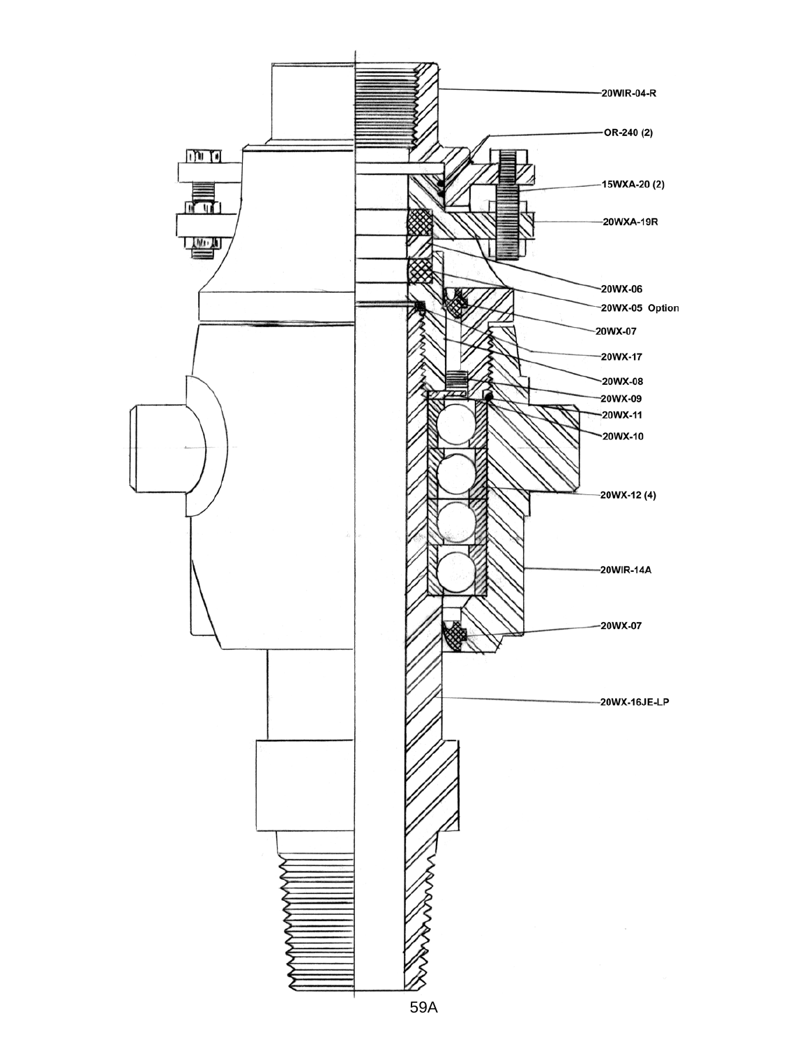20WIR-04-R

OR-240 (2)

15WXA-20 (2)

20WXA-19R

20WX-06

20WX-05 Option

20WX-07

20WX-17

20WX-08

20WX-09

20WX-11

20WX-10

20WX-12 (4)

20WIR-14A

20WX-07

20WX-16JE-LP

59A